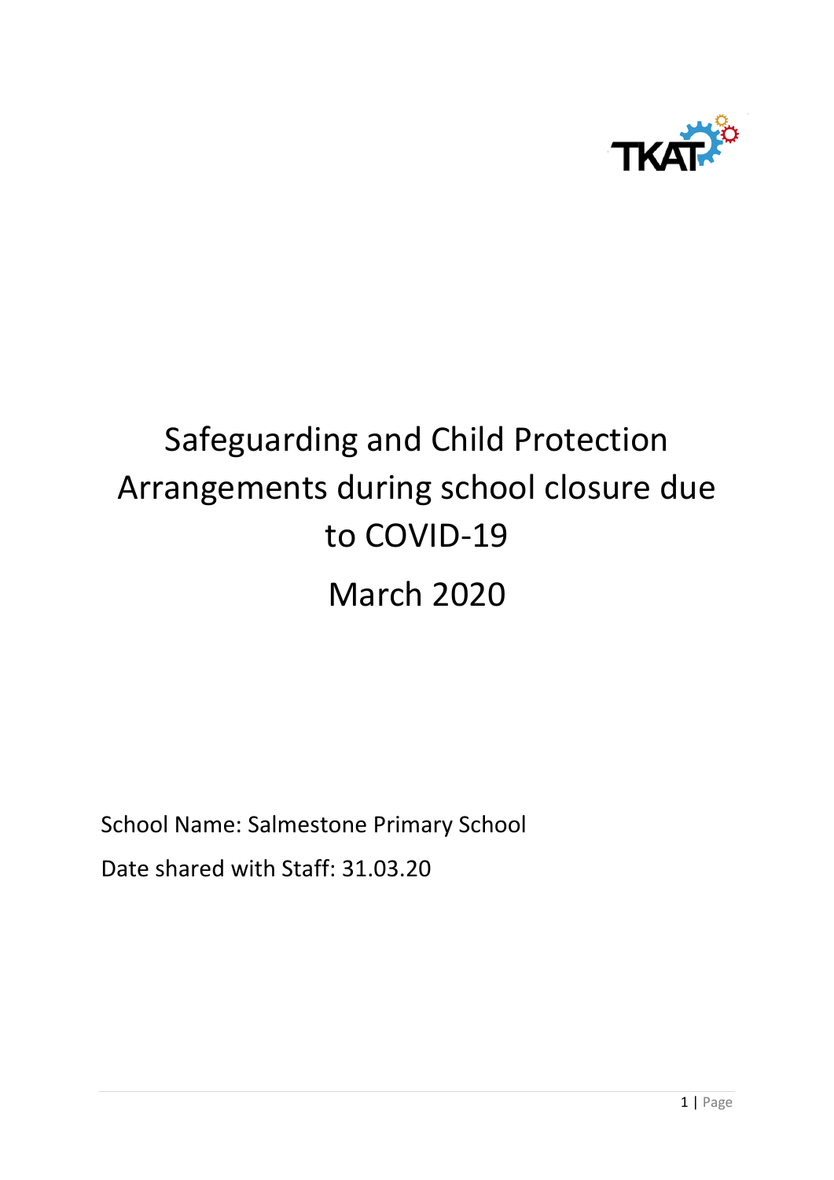# Safeguarding and Child Protection Arrangements during school closure due to COVID-19

# March 2020

School Name: Salmestone Primary School

Date shared with Staff: 31.03.20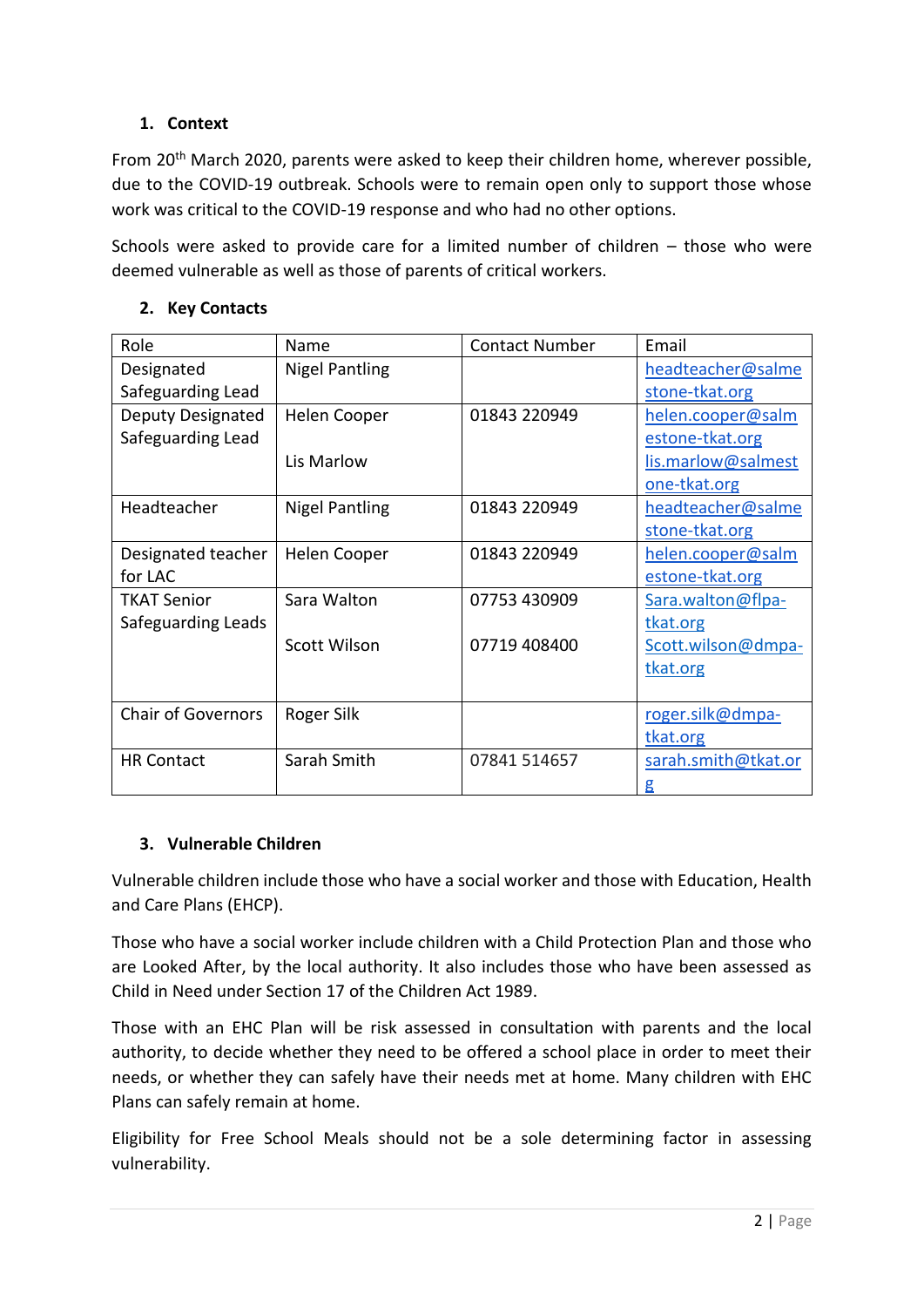## 1. Context

From 20th March 2020, parents were asked to keep their children home, wherever possible, due to the COVID-19 outbreak. Schools were to remain open only to support those whose work was critical to the COVID-19 response and who had no other options.

Schools were asked to provide care for a limited number of children – those who were deemed vulnerable as well as those of parents of critical workers.

## 2. Key Contacts

| Role | Name | Contact Number | Email |
|---|---|---|---|
| Designated Safeguarding Lead | Nigel Pantling | | headteacher@salmestone-tkat.org |
| Deputy Designated Safeguarding Lead | Helen Cooper<br><br>Lis Marlow | 01843 220949 | helen.cooper@salmestone-tkat.org<br>lis.marlow@salmestone-tkat.org |
| Headteacher | Nigel Pantling | 01843 220949 | headteacher@salmestone-tkat.org |
| Designated teacher for LAC | Helen Cooper | 01843 220949 | helen.cooper@salmestone-tkat.org |
| TKAT Senior Safeguarding Leads | Sara Walton<br><br>Scott Wilson | 07753 430909<br><br>07719 408400 | Sara.walton@flpa-tkat.org<br>Scott.wilson@dmpa-tkat.org |
| Chair of Governors | Roger Silk | | roger.silk@dmpa-tkat.org |
| HR Contact | Sarah Smith | 07841 514657 | sarah.smith@tkat.org |

## 3. Vulnerable Children

Vulnerable children include those who have a social worker and those with Education, Health and Care Plans (EHCP).

Those who have a social worker include children with a Child Protection Plan and those who are Looked After, by the local authority. It also includes those who have been assessed as Child in Need under Section 17 of the Children Act 1989.

Those with an EHC Plan will be risk assessed in consultation with parents and the local authority, to decide whether they need to be offered a school place in order to meet their needs, or whether they can safely have their needs met at home. Many children with EHC Plans can safely remain at home.

Eligibility for Free School Meals should not be a sole determining factor in assessing vulnerability.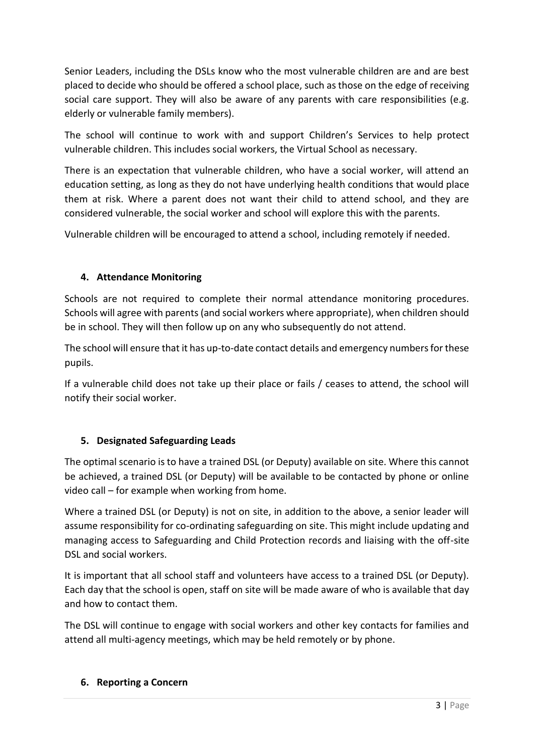Senior Leaders, including the DSLs know who the most vulnerable children are and are best placed to decide who should be offered a school place, such as those on the edge of receiving social care support. They will also be aware of any parents with care responsibilities (e.g. elderly or vulnerable family members).

The school will continue to work with and support Children's Services to help protect vulnerable children. This includes social workers, the Virtual School as necessary.

There is an expectation that vulnerable children, who have a social worker, will attend an education setting, as long as they do not have underlying health conditions that would place them at risk. Where a parent does not want their child to attend school, and they are considered vulnerable, the social worker and school will explore this with the parents.

Vulnerable children will be encouraged to attend a school, including remotely if needed.

## 4. Attendance Monitoring

Schools are not required to complete their normal attendance monitoring procedures. Schools will agree with parents (and social workers where appropriate), when children should be in school. They will then follow up on any who subsequently do not attend.

The school will ensure that it has up-to-date contact details and emergency numbers for these pupils.

If a vulnerable child does not take up their place or fails / ceases to attend, the school will notify their social worker.

## 5. Designated Safeguarding Leads

The optimal scenario is to have a trained DSL (or Deputy) available on site. Where this cannot be achieved, a trained DSL (or Deputy) will be available to be contacted by phone or online video call – for example when working from home.

Where a trained DSL (or Deputy) is not on site, in addition to the above, a senior leader will assume responsibility for co-ordinating safeguarding on site. This might include updating and managing access to Safeguarding and Child Protection records and liaising with the off-site DSL and social workers.

It is important that all school staff and volunteers have access to a trained DSL (or Deputy). Each day that the school is open, staff on site will be made aware of who is available that day and how to contact them.

The DSL will continue to engage with social workers and other key contacts for families and attend all multi-agency meetings, which may be held remotely or by phone.

## 6. Reporting a Concern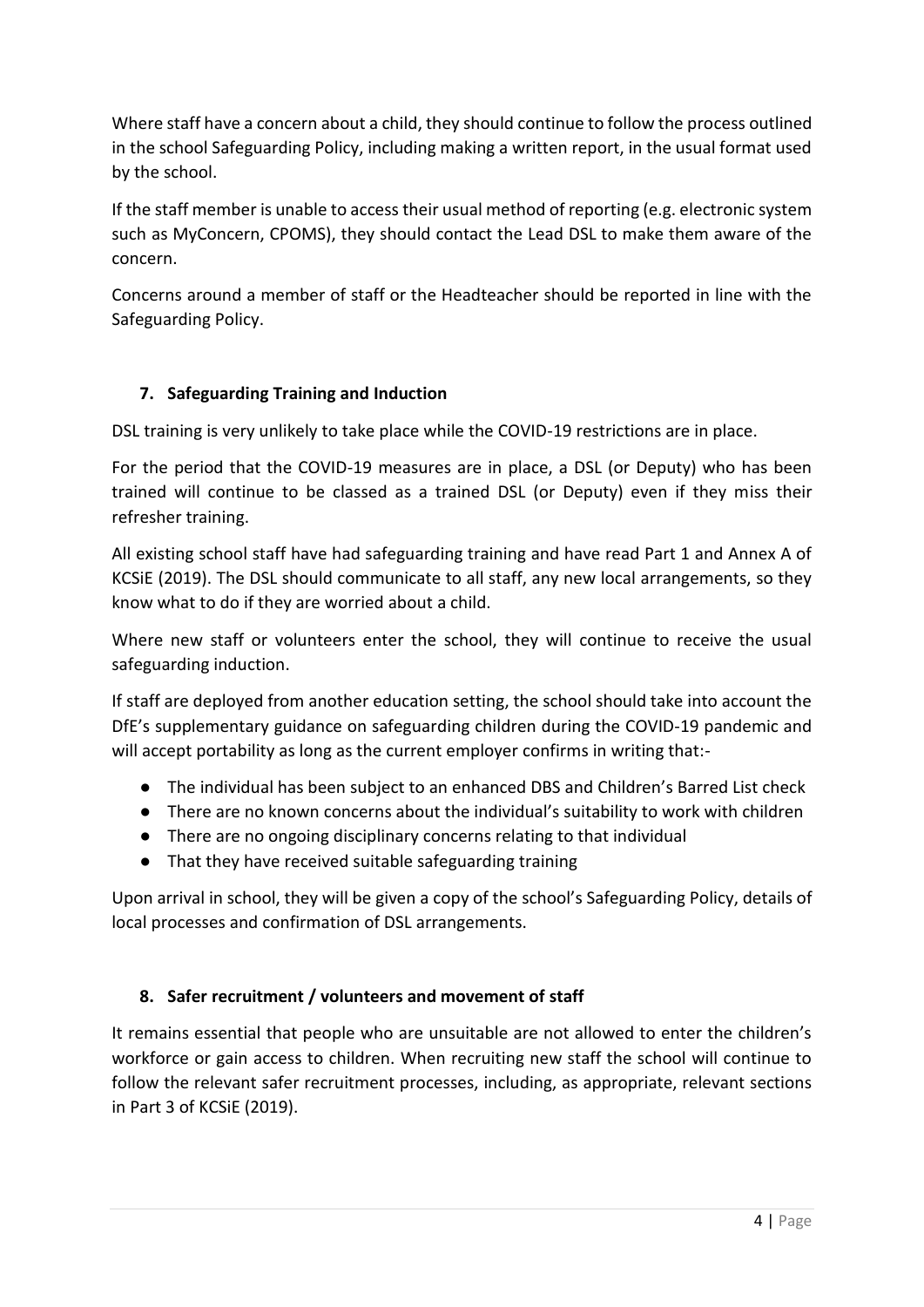Where staff have a concern about a child, they should continue to follow the process outlined in the school Safeguarding Policy, including making a written report, in the usual format used by the school.

If the staff member is unable to access their usual method of reporting (e.g. electronic system such as MyConcern, CPOMS), they should contact the Lead DSL to make them aware of the concern.

Concerns around a member of staff or the Headteacher should be reported in line with the Safeguarding Policy.

## 7. Safeguarding Training and Induction

DSL training is very unlikely to take place while the COVID-19 restrictions are in place.

For the period that the COVID-19 measures are in place, a DSL (or Deputy) who has been trained will continue to be classed as a trained DSL (or Deputy) even if they miss their refresher training.

All existing school staff have had safeguarding training and have read Part 1 and Annex A of KCSiE (2019). The DSL should communicate to all staff, any new local arrangements, so they know what to do if they are worried about a child.

Where new staff or volunteers enter the school, they will continue to receive the usual safeguarding induction.

If staff are deployed from another education setting, the school should take into account the DfE's supplementary guidance on safeguarding children during the COVID-19 pandemic and will accept portability as long as the current employer confirms in writing that:-

- The individual has been subject to an enhanced DBS and Children's Barred List check
- There are no known concerns about the individual's suitability to work with children
- There are no ongoing disciplinary concerns relating to that individual
- That they have received suitable safeguarding training

Upon arrival in school, they will be given a copy of the school's Safeguarding Policy, details of local processes and confirmation of DSL arrangements.

## 8. Safer recruitment / volunteers and movement of staff

It remains essential that people who are unsuitable are not allowed to enter the children's workforce or gain access to children. When recruiting new staff the school will continue to follow the relevant safer recruitment processes, including, as appropriate, relevant sections in Part 3 of KCSiE (2019).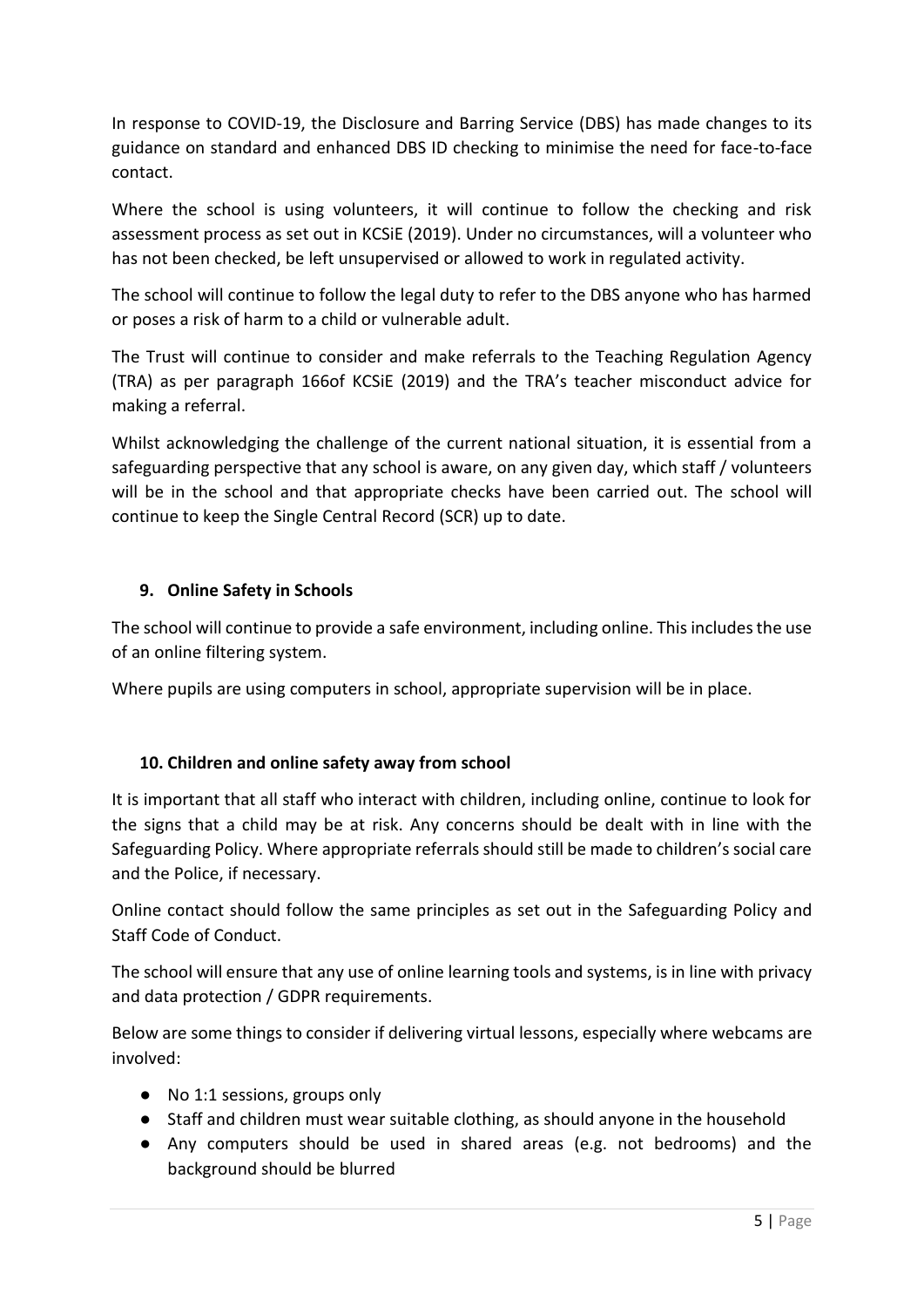In response to COVID-19, the Disclosure and Barring Service (DBS) has made changes to its guidance on standard and enhanced DBS ID checking to minimise the need for face-to-face contact.

Where the school is using volunteers, it will continue to follow the checking and risk assessment process as set out in KCSiE (2019). Under no circumstances, will a volunteer who has not been checked, be left unsupervised or allowed to work in regulated activity.

The school will continue to follow the legal duty to refer to the DBS anyone who has harmed or poses a risk of harm to a child or vulnerable adult.

The Trust will continue to consider and make referrals to the Teaching Regulation Agency (TRA) as per paragraph 166of KCSiE (2019) and the TRA's teacher misconduct advice for making a referral.

Whilst acknowledging the challenge of the current national situation, it is essential from a safeguarding perspective that any school is aware, on any given day, which staff / volunteers will be in the school and that appropriate checks have been carried out. The school will continue to keep the Single Central Record (SCR) up to date.

## 9. Online Safety in Schools

The school will continue to provide a safe environment, including online. This includes the use of an online filtering system.

Where pupils are using computers in school, appropriate supervision will be in place.

## 10. Children and online safety away from school

It is important that all staff who interact with children, including online, continue to look for the signs that a child may be at risk. Any concerns should be dealt with in line with the Safeguarding Policy. Where appropriate referrals should still be made to children's social care and the Police, if necessary.

Online contact should follow the same principles as set out in the Safeguarding Policy and Staff Code of Conduct.

The school will ensure that any use of online learning tools and systems, is in line with privacy and data protection / GDPR requirements.

Below are some things to consider if delivering virtual lessons, especially where webcams are involved:

- No 1:1 sessions, groups only
- Staff and children must wear suitable clothing, as should anyone in the household
- Any computers should be used in shared areas (e.g. not bedrooms) and the background should be blurred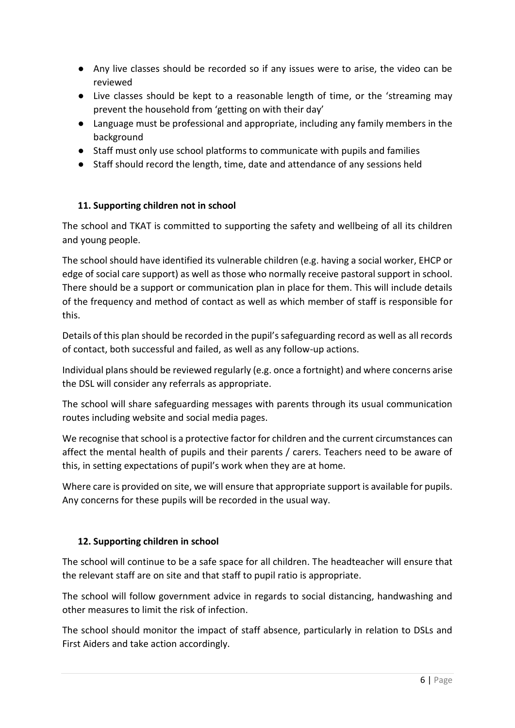- Any live classes should be recorded so if any issues were to arise, the video can be reviewed
- Live classes should be kept to a reasonable length of time, or the 'streaming may prevent the household from 'getting on with their day'
- Language must be professional and appropriate, including any family members in the background
- Staff must only use school platforms to communicate with pupils and families
- Staff should record the length, time, date and attendance of any sessions held

## 11. Supporting children not in school

The school and TKAT is committed to supporting the safety and wellbeing of all its children and young people.

The school should have identified its vulnerable children (e.g. having a social worker, EHCP or edge of social care support) as well as those who normally receive pastoral support in school. There should be a support or communication plan in place for them. This will include details of the frequency and method of contact as well as which member of staff is responsible for this.

Details of this plan should be recorded in the pupil's safeguarding record as well as all records of contact, both successful and failed, as well as any follow-up actions.

Individual plans should be reviewed regularly (e.g. once a fortnight) and where concerns arise the DSL will consider any referrals as appropriate.

The school will share safeguarding messages with parents through its usual communication routes including website and social media pages.

We recognise that school is a protective factor for children and the current circumstances can affect the mental health of pupils and their parents / carers. Teachers need to be aware of this, in setting expectations of pupil's work when they are at home.

Where care is provided on site, we will ensure that appropriate support is available for pupils. Any concerns for these pupils will be recorded in the usual way.

## 12. Supporting children in school

The school will continue to be a safe space for all children. The headteacher will ensure that the relevant staff are on site and that staff to pupil ratio is appropriate.

The school will follow government advice in regards to social distancing, handwashing and other measures to limit the risk of infection.

The school should monitor the impact of staff absence, particularly in relation to DSLs and First Aiders and take action accordingly.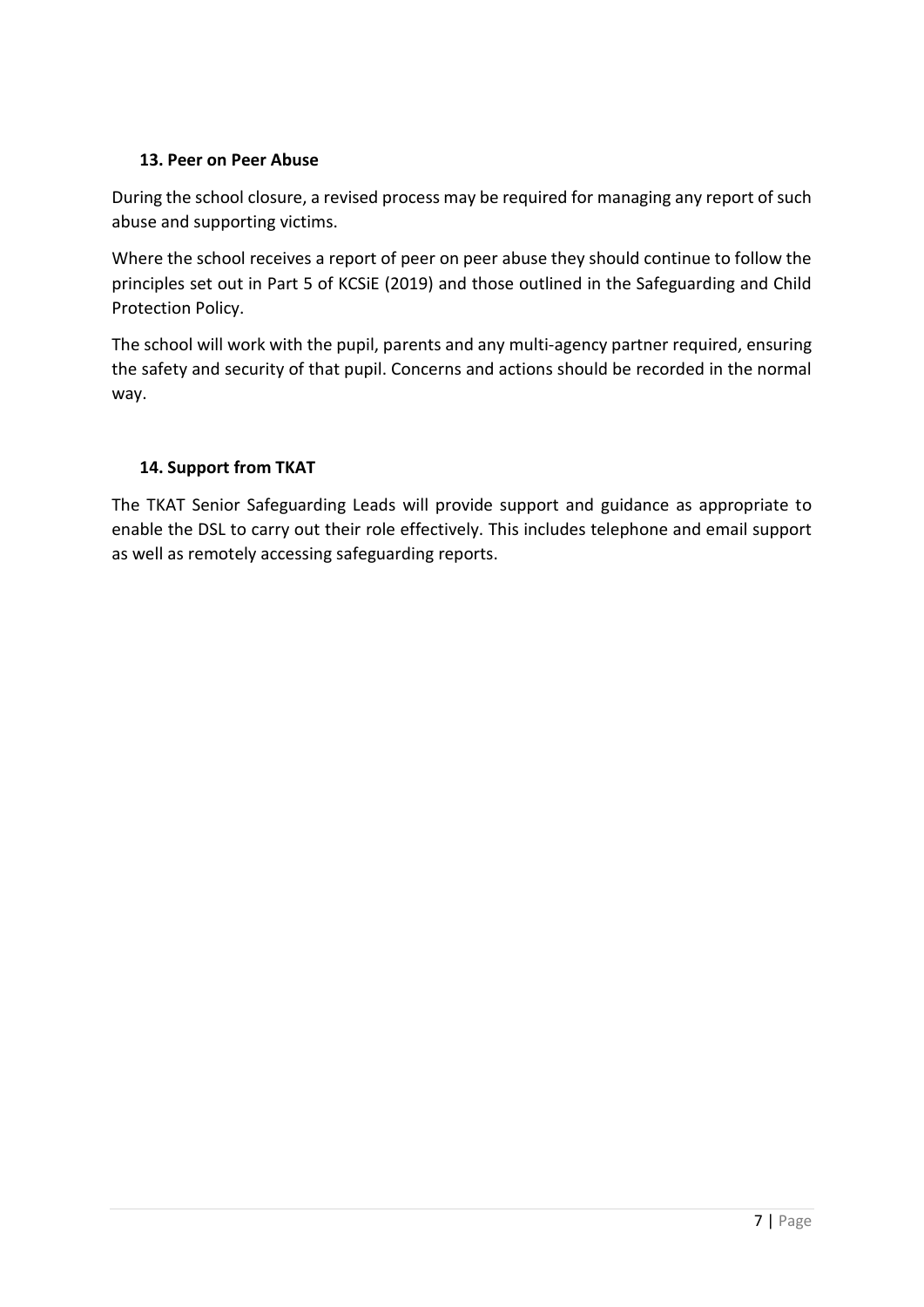### 13. Peer on Peer Abuse

During the school closure, a revised process may be required for managing any report of such abuse and supporting victims.

Where the school receives a report of peer on peer abuse they should continue to follow the principles set out in Part 5 of KCSiE (2019) and those outlined in the Safeguarding and Child Protection Policy.

The school will work with the pupil, parents and any multi-agency partner required, ensuring the safety and security of that pupil. Concerns and actions should be recorded in the normal way.

### 14. Support from TKAT

The TKAT Senior Safeguarding Leads will provide support and guidance as appropriate to enable the DSL to carry out their role effectively. This includes telephone and email support as well as remotely accessing safeguarding reports.